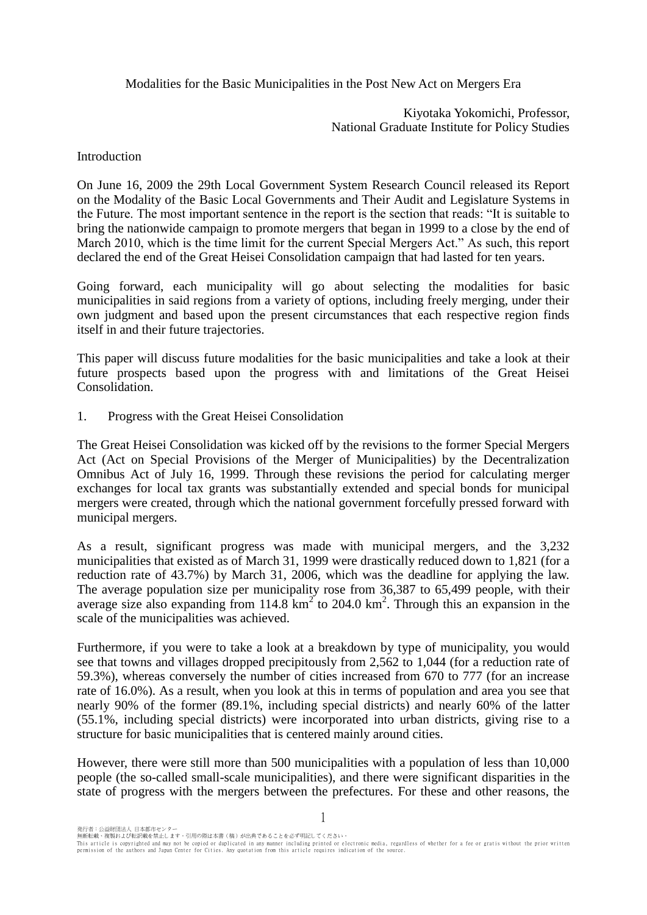# Modalities for the Basic Municipalities in the Post New Act on Mergers Era

Kiyotaka Yokomichi, Professor,
National Graduate Institute for Policy Studies

## Introduction

On June 16, 2009 the 29th Local Government System Research Council released its Report on the Modality of the Basic Local Governments and Their Audit and Legislature Systems in the Future. The most important sentence in the report is the section that reads: "It is suitable to bring the nationwide campaign to promote mergers that began in 1999 to a close by the end of March 2010, which is the time limit for the current Special Mergers Act." As such, this report declared the end of the Great Heisei Consolidation campaign that had lasted for ten years.

Going forward, each municipality will go about selecting the modalities for basic municipalities in said regions from a variety of options, including freely merging, under their own judgment and based upon the present circumstances that each respective region finds itself in and their future trajectories.

This paper will discuss future modalities for the basic municipalities and take a look at their future prospects based upon the progress with and limitations of the Great Heisei Consolidation.

## 1. Progress with the Great Heisei Consolidation

The Great Heisei Consolidation was kicked off by the revisions to the former Special Mergers Act (Act on Special Provisions of the Merger of Municipalities) by the Decentralization Omnibus Act of July 16, 1999. Through these revisions the period for calculating merger exchanges for local tax grants was substantially extended and special bonds for municipal mergers were created, through which the national government forcefully pressed forward with municipal mergers.

As a result, significant progress was made with municipal mergers, and the 3,232 municipalities that existed as of March 31, 1999 were drastically reduced down to 1,821 (for a reduction rate of 43.7%) by March 31, 2006, which was the deadline for applying the law. The average population size per municipality rose from 36,387 to 65,499 people, with their average size also expanding from 114.8 $km^2$ to 204.0 $km^2$. Through this an expansion in the scale of the municipalities was achieved.

Furthermore, if you were to take a look at a breakdown by type of municipality, you would see that towns and villages dropped precipitously from 2,562 to 1,044 (for a reduction rate of 59.3%), whereas conversely the number of cities increased from 670 to 777 (for an increase rate of 16.0%). As a result, when you look at this in terms of population and area you see that nearly 90% of the former (89.1%, including special districts) and nearly 60% of the latter (55.1%, including special districts) were incorporated into urban districts, giving rise to a structure for basic municipalities that is centered mainly around cities.

However, there were still more than 500 municipalities with a population of less than 10,000 people (the so-called small-scale municipalities), and there were significant disparities in the state of progress with the mergers between the prefectures. For these and other reasons, the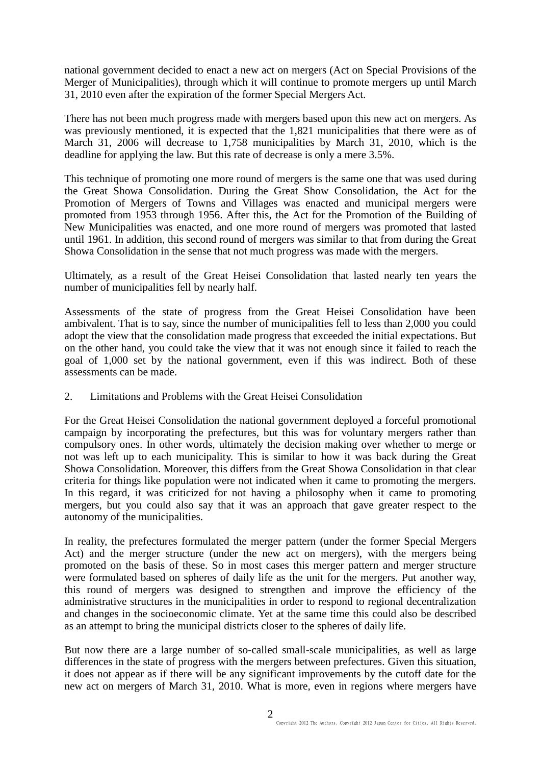national government decided to enact a new act on mergers (Act on Special Provisions of the Merger of Municipalities), through which it will continue to promote mergers up until March 31, 2010 even after the expiration of the former Special Mergers Act.

There has not been much progress made with mergers based upon this new act on mergers. As was previously mentioned, it is expected that the 1,821 municipalities that there were as of March 31, 2006 will decrease to 1,758 municipalities by March 31, 2010, which is the deadline for applying the law. But this rate of decrease is only a mere 3.5%.

This technique of promoting one more round of mergers is the same one that was used during the Great Showa Consolidation. During the Great Show Consolidation, the Act for the Promotion of Mergers of Towns and Villages was enacted and municipal mergers were promoted from 1953 through 1956. After this, the Act for the Promotion of the Building of New Municipalities was enacted, and one more round of mergers was promoted that lasted until 1961. In addition, this second round of mergers was similar to that from during the Great Showa Consolidation in the sense that not much progress was made with the mergers.

Ultimately, as a result of the Great Heisei Consolidation that lasted nearly ten years the number of municipalities fell by nearly half.

Assessments of the state of progress from the Great Heisei Consolidation have been ambivalent. That is to say, since the number of municipalities fell to less than 2,000 you could adopt the view that the consolidation made progress that exceeded the initial expectations. But on the other hand, you could take the view that it was not enough since it failed to reach the goal of 1,000 set by the national government, even if this was indirect. Both of these assessments can be made.

## 2. Limitations and Problems with the Great Heisei Consolidation

For the Great Heisei Consolidation the national government deployed a forceful promotional campaign by incorporating the prefectures, but this was for voluntary mergers rather than compulsory ones. In other words, ultimately the decision making over whether to merge or not was left up to each municipality. This is similar to how it was back during the Great Showa Consolidation. Moreover, this differs from the Great Showa Consolidation in that clear criteria for things like population were not indicated when it came to promoting the mergers. In this regard, it was criticized for not having a philosophy when it came to promoting mergers, but you could also say that it was an approach that gave greater respect to the autonomy of the municipalities.

In reality, the prefectures formulated the merger pattern (under the former Special Mergers Act) and the merger structure (under the new act on mergers), with the mergers being promoted on the basis of these. So in most cases this merger pattern and merger structure were formulated based on spheres of daily life as the unit for the mergers. Put another way, this round of mergers was designed to strengthen and improve the efficiency of the administrative structures in the municipalities in order to respond to regional decentralization and changes in the socioeconomic climate. Yet at the same time this could also be described as an attempt to bring the municipal districts closer to the spheres of daily life.

But now there are a large number of so-called small-scale municipalities, as well as large differences in the state of progress with the mergers between prefectures. Given this situation, it does not appear as if there will be any significant improvements by the cutoff date for the new act on mergers of March 31, 2010. What is more, even in regions where mergers have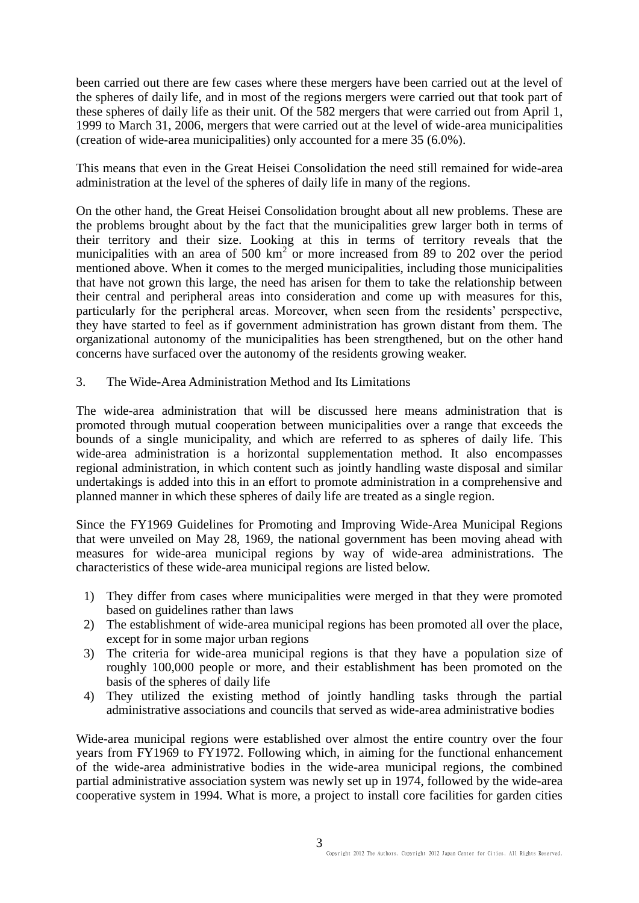been carried out there are few cases where these mergers have been carried out at the level of the spheres of daily life, and in most of the regions mergers were carried out that took part of these spheres of daily life as their unit. Of the 582 mergers that were carried out from April 1, 1999 to March 31, 2006, mergers that were carried out at the level of wide-area municipalities (creation of wide-area municipalities) only accounted for a mere 35 (6.0%).

This means that even in the Great Heisei Consolidation the need still remained for wide-area administration at the level of the spheres of daily life in many of the regions.

On the other hand, the Great Heisei Consolidation brought about all new problems. These are the problems brought about by the fact that the municipalities grew larger both in terms of their territory and their size. Looking at this in terms of territory reveals that the municipalities with an area of 500 $km^2$ or more increased from 89 to 202 over the period mentioned above. When it comes to the merged municipalities, including those municipalities that have not grown this large, the need has arisen for them to take the relationship between their central and peripheral areas into consideration and come up with measures for this, particularly for the peripheral areas. Moreover, when seen from the residents' perspective, they have started to feel as if government administration has grown distant from them. The organizational autonomy of the municipalities has been strengthened, but on the other hand concerns have surfaced over the autonomy of the residents growing weaker.

## 3. The Wide-Area Administration Method and Its Limitations

The wide-area administration that will be discussed here means administration that is promoted through mutual cooperation between municipalities over a range that exceeds the bounds of a single municipality, and which are referred to as spheres of daily life. This wide-area administration is a horizontal supplementation method. It also encompasses regional administration, in which content such as jointly handling waste disposal and similar undertakings is added into this in an effort to promote administration in a comprehensive and planned manner in which these spheres of daily life are treated as a single region.

Since the FY1969 Guidelines for Promoting and Improving Wide-Area Municipal Regions that were unveiled on May 28, 1969, the national government has been moving ahead with measures for wide-area municipal regions by way of wide-area administrations. The characteristics of these wide-area municipal regions are listed below.

1) They differ from cases where municipalities were merged in that they were promoted based on guidelines rather than laws
2) The establishment of wide-area municipal regions has been promoted all over the place, except for in some major urban regions
3) The criteria for wide-area municipal regions is that they have a population size of roughly 100,000 people or more, and their establishment has been promoted on the basis of the spheres of daily life
4) They utilized the existing method of jointly handling tasks through the partial administrative associations and councils that served as wide-area administrative bodies

Wide-area municipal regions were established over almost the entire country over the four years from FY1969 to FY1972. Following which, in aiming for the functional enhancement of the wide-area administrative bodies in the wide-area municipal regions, the combined partial administrative association system was newly set up in 1974, followed by the wide-area cooperative system in 1994. What is more, a project to install core facilities for garden cities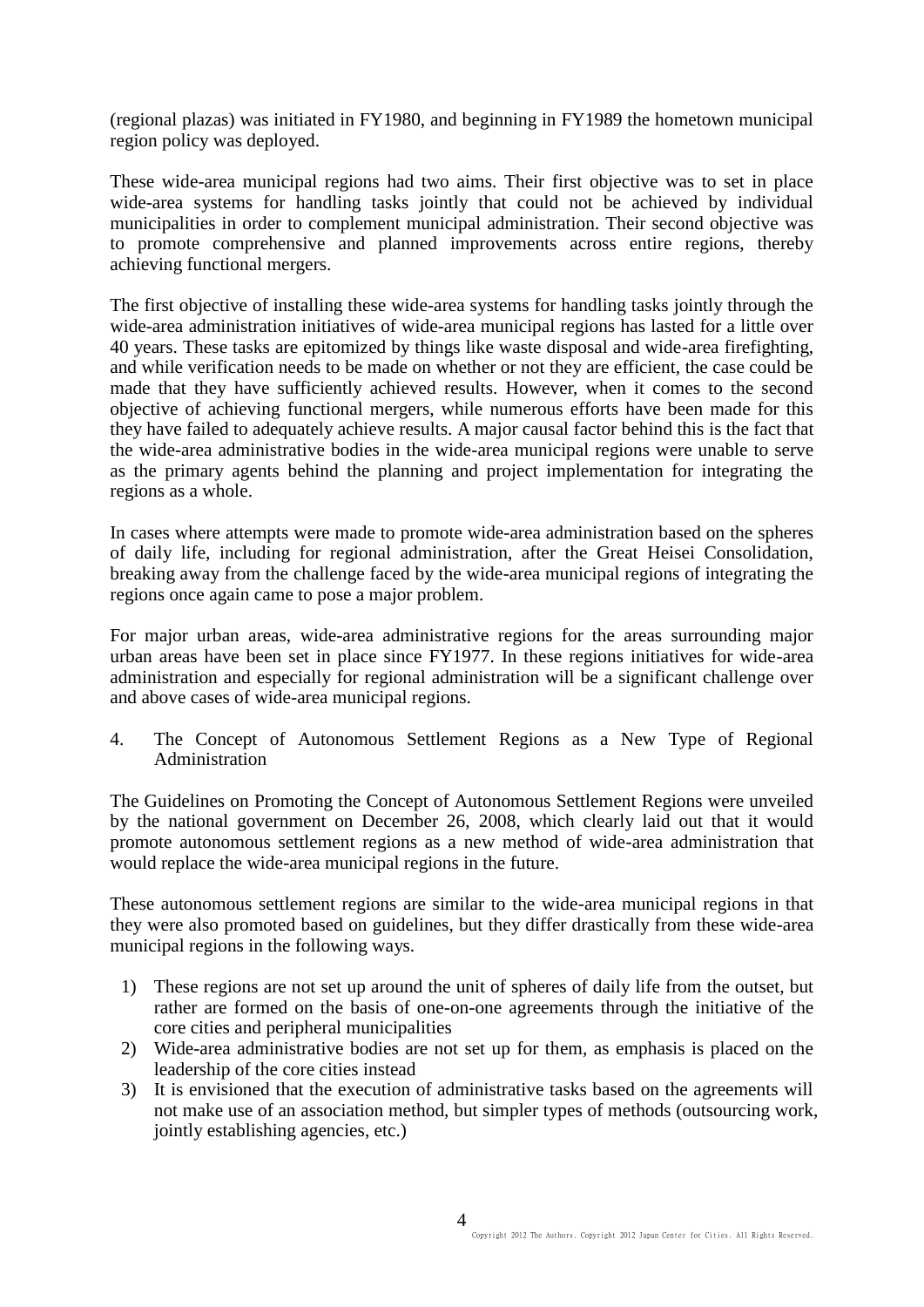(regional plazas) was initiated in FY1980, and beginning in FY1989 the hometown municipal region policy was deployed.

These wide-area municipal regions had two aims. Their first objective was to set in place wide-area systems for handling tasks jointly that could not be achieved by individual municipalities in order to complement municipal administration. Their second objective was to promote comprehensive and planned improvements across entire regions, thereby achieving functional mergers.

The first objective of installing these wide-area systems for handling tasks jointly through the wide-area administration initiatives of wide-area municipal regions has lasted for a little over 40 years. These tasks are epitomized by things like waste disposal and wide-area firefighting, and while verification needs to be made on whether or not they are efficient, the case could be made that they have sufficiently achieved results. However, when it comes to the second objective of achieving functional mergers, while numerous efforts have been made for this they have failed to adequately achieve results. A major causal factor behind this is the fact that the wide-area administrative bodies in the wide-area municipal regions were unable to serve as the primary agents behind the planning and project implementation for integrating the regions as a whole.

In cases where attempts were made to promote wide-area administration based on the spheres of daily life, including for regional administration, after the Great Heisei Consolidation, breaking away from the challenge faced by the wide-area municipal regions of integrating the regions once again came to pose a major problem.

For major urban areas, wide-area administrative regions for the areas surrounding major urban areas have been set in place since FY1977. In these regions initiatives for wide-area administration and especially for regional administration will be a significant challenge over and above cases of wide-area municipal regions.

## 4. The Concept of Autonomous Settlement Regions as a New Type of Regional Administration

The Guidelines on Promoting the Concept of Autonomous Settlement Regions were unveiled by the national government on December 26, 2008, which clearly laid out that it would promote autonomous settlement regions as a new method of wide-area administration that would replace the wide-area municipal regions in the future.

These autonomous settlement regions are similar to the wide-area municipal regions in that they were also promoted based on guidelines, but they differ drastically from these wide-area municipal regions in the following ways.

1) These regions are not set up around the unit of spheres of daily life from the outset, but rather are formed on the basis of one-on-one agreements through the initiative of the core cities and peripheral municipalities
2) Wide-area administrative bodies are not set up for them, as emphasis is placed on the leadership of the core cities instead
3) It is envisioned that the execution of administrative tasks based on the agreements will not make use of an association method, but simpler types of methods (outsourcing work, jointly establishing agencies, etc.)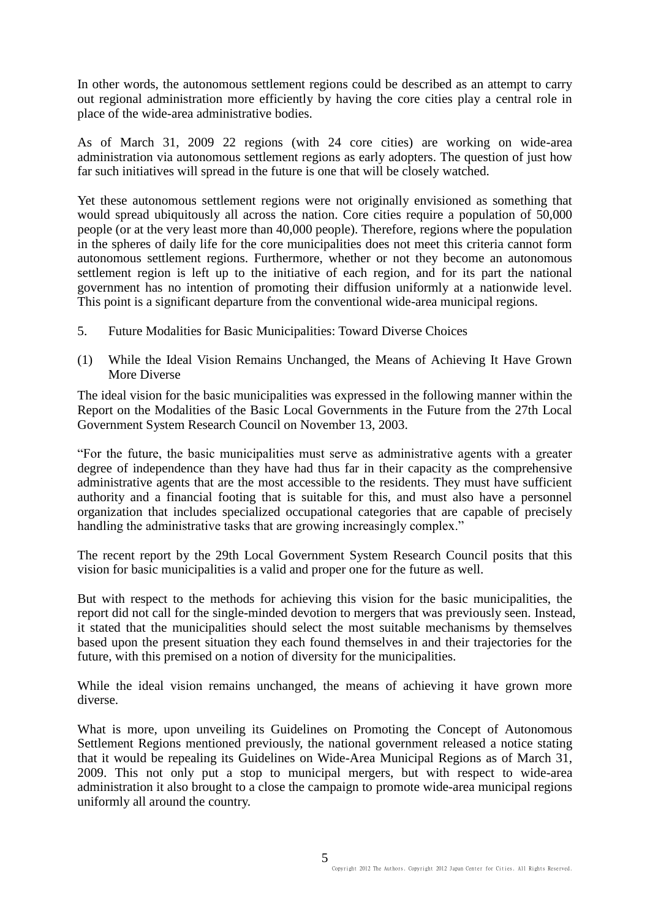In other words, the autonomous settlement regions could be described as an attempt to carry out regional administration more efficiently by having the core cities play a central role in place of the wide-area administrative bodies.

As of March 31, 2009 22 regions (with 24 core cities) are working on wide-area administration via autonomous settlement regions as early adopters. The question of just how far such initiatives will spread in the future is one that will be closely watched.

Yet these autonomous settlement regions were not originally envisioned as something that would spread ubiquitously all across the nation. Core cities require a population of 50,000 people (or at the very least more than 40,000 people). Therefore, regions where the population in the spheres of daily life for the core municipalities does not meet this criteria cannot form autonomous settlement regions. Furthermore, whether or not they become an autonomous settlement region is left up to the initiative of each region, and for its part the national government has no intention of promoting their diffusion uniformly at a nationwide level. This point is a significant departure from the conventional wide-area municipal regions.

## 5. Future Modalities for Basic Municipalities: Toward Diverse Choices

### (1) While the Ideal Vision Remains Unchanged, the Means of Achieving It Have Grown More Diverse

The ideal vision for the basic municipalities was expressed in the following manner within the Report on the Modalities of the Basic Local Governments in the Future from the 27th Local Government System Research Council on November 13, 2003.

"For the future, the basic municipalities must serve as administrative agents with a greater degree of independence than they have had thus far in their capacity as the comprehensive administrative agents that are the most accessible to the residents. They must have sufficient authority and a financial footing that is suitable for this, and must also have a personnel organization that includes specialized occupational categories that are capable of precisely handling the administrative tasks that are growing increasingly complex."

The recent report by the 29th Local Government System Research Council posits that this vision for basic municipalities is a valid and proper one for the future as well.

But with respect to the methods for achieving this vision for the basic municipalities, the report did not call for the single-minded devotion to mergers that was previously seen. Instead, it stated that the municipalities should select the most suitable mechanisms by themselves based upon the present situation they each found themselves in and their trajectories for the future, with this premised on a notion of diversity for the municipalities.

While the ideal vision remains unchanged, the means of achieving it have grown more diverse.

What is more, upon unveiling its Guidelines on Promoting the Concept of Autonomous Settlement Regions mentioned previously, the national government released a notice stating that it would be repealing its Guidelines on Wide-Area Municipal Regions as of March 31, 2009. This not only put a stop to municipal mergers, but with respect to wide-area administration it also brought to a close the campaign to promote wide-area municipal regions uniformly all around the country.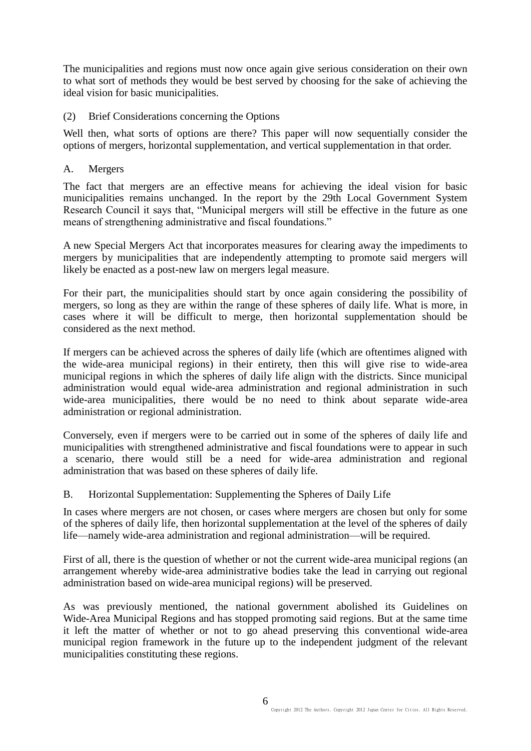The municipalities and regions must now once again give serious consideration on their own to what sort of methods they would be best served by choosing for the sake of achieving the ideal vision for basic municipalities.

### (2) Brief Considerations concerning the Options

Well then, what sorts of options are there? This paper will now sequentially consider the options of mergers, horizontal supplementation, and vertical supplementation in that order.

#### A. Mergers

The fact that mergers are an effective means for achieving the ideal vision for basic municipalities remains unchanged. In the report by the 29th Local Government System Research Council it says that, "Municipal mergers will still be effective in the future as one means of strengthening administrative and fiscal foundations."

A new Special Mergers Act that incorporates measures for clearing away the impediments to mergers by municipalities that are independently attempting to promote said mergers will likely be enacted as a post-new law on mergers legal measure.

For their part, the municipalities should start by once again considering the possibility of mergers, so long as they are within the range of these spheres of daily life. What is more, in cases where it will be difficult to merge, then horizontal supplementation should be considered as the next method.

If mergers can be achieved across the spheres of daily life (which are oftentimes aligned with the wide-area municipal regions) in their entirety, then this will give rise to wide-area municipal regions in which the spheres of daily life align with the districts. Since municipal administration would equal wide-area administration and regional administration in such wide-area municipalities, there would be no need to think about separate wide-area administration or regional administration.

Conversely, even if mergers were to be carried out in some of the spheres of daily life and municipalities with strengthened administrative and fiscal foundations were to appear in such a scenario, there would still be a need for wide-area administration and regional administration that was based on these spheres of daily life.

#### B. Horizontal Supplementation: Supplementing the Spheres of Daily Life

In cases where mergers are not chosen, or cases where mergers are chosen but only for some of the spheres of daily life, then horizontal supplementation at the level of the spheres of daily life—namely wide-area administration and regional administration—will be required.

First of all, there is the question of whether or not the current wide-area municipal regions (an arrangement whereby wide-area administrative bodies take the lead in carrying out regional administration based on wide-area municipal regions) will be preserved.

As was previously mentioned, the national government abolished its Guidelines on Wide-Area Municipal Regions and has stopped promoting said regions. But at the same time it left the matter of whether or not to go ahead preserving this conventional wide-area municipal region framework in the future up to the independent judgment of the relevant municipalities constituting these regions.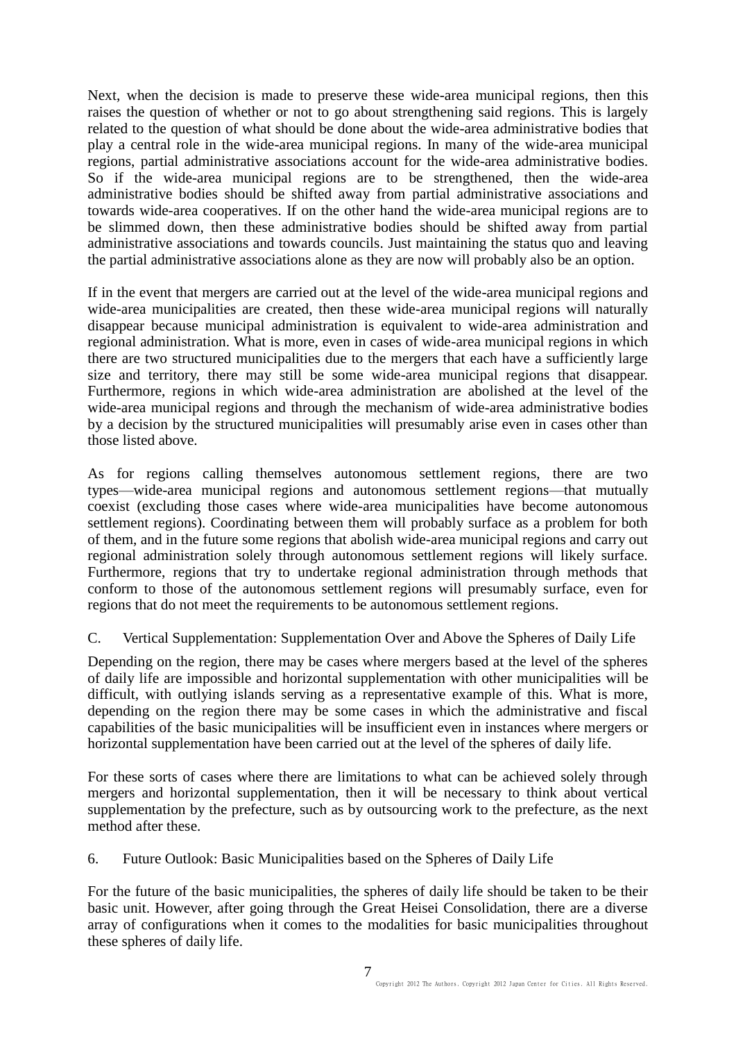Next, when the decision is made to preserve these wide-area municipal regions, then this raises the question of whether or not to go about strengthening said regions. This is largely related to the question of what should be done about the wide-area administrative bodies that play a central role in the wide-area municipal regions. In many of the wide-area municipal regions, partial administrative associations account for the wide-area administrative bodies. So if the wide-area municipal regions are to be strengthened, then the wide-area administrative bodies should be shifted away from partial administrative associations and towards wide-area cooperatives. If on the other hand the wide-area municipal regions are to be slimmed down, then these administrative bodies should be shifted away from partial administrative associations and towards councils. Just maintaining the status quo and leaving the partial administrative associations alone as they are now will probably also be an option.

If in the event that mergers are carried out at the level of the wide-area municipal regions and wide-area municipalities are created, then these wide-area municipal regions will naturally disappear because municipal administration is equivalent to wide-area administration and regional administration. What is more, even in cases of wide-area municipal regions in which there are two structured municipalities due to the mergers that each have a sufficiently large size and territory, there may still be some wide-area municipal regions that disappear. Furthermore, regions in which wide-area administration are abolished at the level of the wide-area municipal regions and through the mechanism of wide-area administrative bodies by a decision by the structured municipalities will presumably arise even in cases other than those listed above.

As for regions calling themselves autonomous settlement regions, there are two types—wide-area municipal regions and autonomous settlement regions—that mutually coexist (excluding those cases where wide-area municipalities have become autonomous settlement regions). Coordinating between them will probably surface as a problem for both of them, and in the future some regions that abolish wide-area municipal regions and carry out regional administration solely through autonomous settlement regions will likely surface. Furthermore, regions that try to undertake regional administration through methods that conform to those of the autonomous settlement regions will presumably surface, even for regions that do not meet the requirements to be autonomous settlement regions.

### C. Vertical Supplementation: Supplementation Over and Above the Spheres of Daily Life

Depending on the region, there may be cases where mergers based at the level of the spheres of daily life are impossible and horizontal supplementation with other municipalities will be difficult, with outlying islands serving as a representative example of this. What is more, depending on the region there may be some cases in which the administrative and fiscal capabilities of the basic municipalities will be insufficient even in instances where mergers or horizontal supplementation have been carried out at the level of the spheres of daily life.

For these sorts of cases where there are limitations to what can be achieved solely through mergers and horizontal supplementation, then it will be necessary to think about vertical supplementation by the prefecture, such as by outsourcing work to the prefecture, as the next method after these.

## 6. Future Outlook: Basic Municipalities based on the Spheres of Daily Life

For the future of the basic municipalities, the spheres of daily life should be taken to be their basic unit. However, after going through the Great Heisei Consolidation, there are a diverse array of configurations when it comes to the modalities for basic municipalities throughout these spheres of daily life.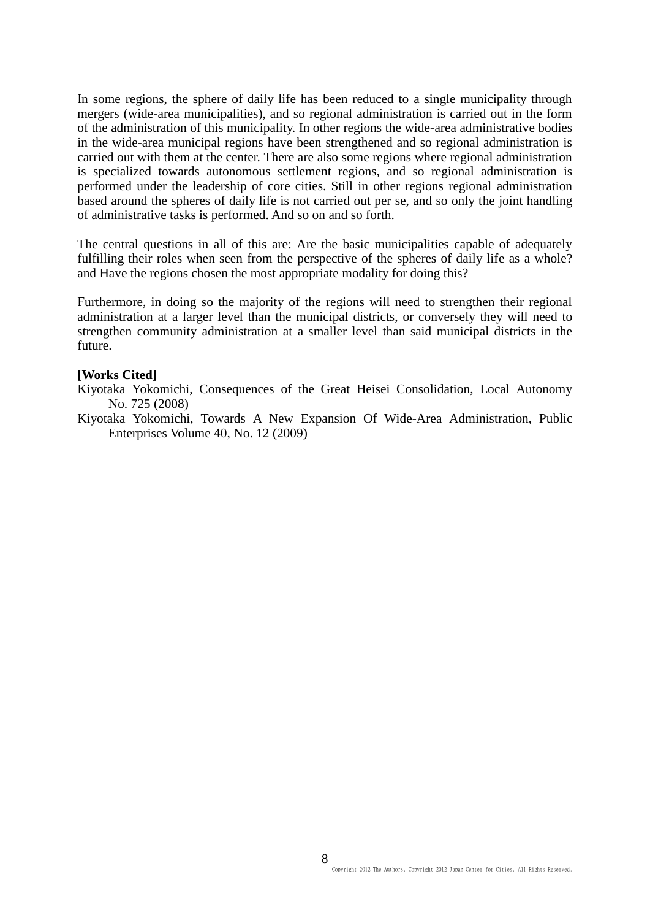In some regions, the sphere of daily life has been reduced to a single municipality through mergers (wide-area municipalities), and so regional administration is carried out in the form of the administration of this municipality. In other regions the wide-area administrative bodies in the wide-area municipal regions have been strengthened and so regional administration is carried out with them at the center. There are also some regions where regional administration is specialized towards autonomous settlement regions, and so regional administration is performed under the leadership of core cities. Still in other regions regional administration based around the spheres of daily life is not carried out per se, and so only the joint handling of administrative tasks is performed. And so on and so forth.

The central questions in all of this are: Are the basic municipalities capable of adequately fulfilling their roles when seen from the perspective of the spheres of daily life as a whole? and Have the regions chosen the most appropriate modality for doing this?

Furthermore, in doing so the majority of the regions will need to strengthen their regional administration at a larger level than the municipal districts, or conversely they will need to strengthen community administration at a smaller level than said municipal districts in the future.

**[Works Cited]**

Kiyotaka Yokomichi, Consequences of the Great Heisei Consolidation, Local Autonomy No. 725 (2008)

Kiyotaka Yokomichi, Towards A New Expansion Of Wide-Area Administration, Public Enterprises Volume 40, No. 12 (2009)

Copyright 2012 The Authors. Copyright 2012 Japan Center for Cities. All Rights Reserved.